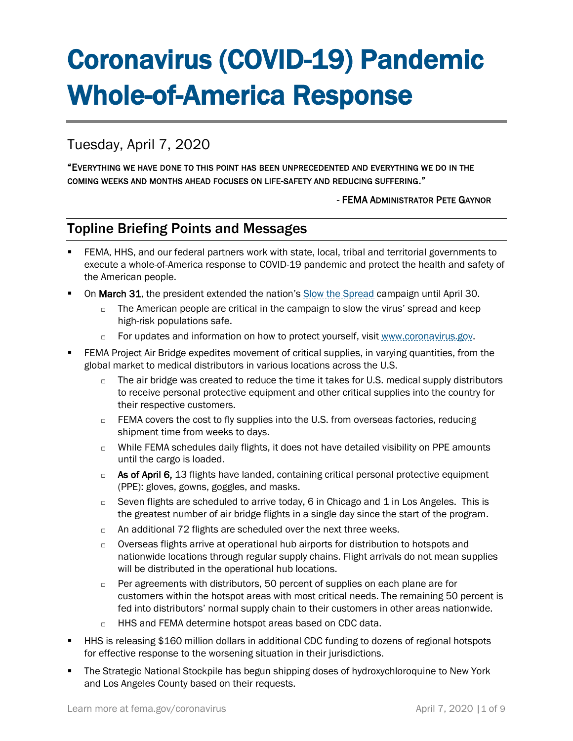# Coronavirus (COVID-19) Pandemic Whole-of-America Response

Tuesday, April 7, 2020

"EVERYTHING WE HAVE DONE TO THIS POINT HAS BEEN UNPRECEDENTED AND EVERYTHING WE DO IN THE COMING WEEKS AND MONTHS AHEAD FOCUSES ON LIFE-SAFETY AND REDUCING SUFFERING."

- FEMA ADMINISTRATOR PETE GAYNOR

## Topline Briefing Points and Messages

- FEMA, HHS, and our federal partners work with state, local, tribal and territorial governments to execute a whole-of-America response to COVID-19 pandemic and protect the health and safety of the American people.
- On **March 31**, the president extended the nation's [Slow the Spread](#) campaign until April 30.
  - The American people are critical in the campaign to slow the virus' spread and keep high-risk populations safe.
  - For updates and information on how to protect yourself, visit [www.coronavirus.gov](http://www.coronavirus.gov).
- FEMA Project Air Bridge expedites movement of critical supplies, in varying quantities, from the global market to medical distributors in various locations across the U.S.
  - The air bridge was created to reduce the time it takes for U.S. medical supply distributors to receive personal protective equipment and other critical supplies into the country for their respective customers.
  - FEMA covers the cost to fly supplies into the U.S. from overseas factories, reducing shipment time from weeks to days.
  - While FEMA schedules daily flights, it does not have detailed visibility on PPE amounts until the cargo is loaded.
  - **As of April 6,** 13 flights have landed, containing critical personal protective equipment (PPE): gloves, gowns, goggles, and masks.
  - Seven flights are scheduled to arrive today, 6 in Chicago and 1 in Los Angeles. This is the greatest number of air bridge flights in a single day since the start of the program.
  - An additional 72 flights are scheduled over the next three weeks.
  - Overseas flights arrive at operational hub airports for distribution to hotspots and nationwide locations through regular supply chains. Flight arrivals do not mean supplies will be distributed in the operational hub locations.
  - Per agreements with distributors, 50 percent of supplies on each plane are for customers within the hotspot areas with most critical needs. The remaining 50 percent is fed into distributors' normal supply chain to their customers in other areas nationwide.
  - HHS and FEMA determine hotspot areas based on CDC data.
- HHS is releasing $160 million dollars in additional CDC funding to dozens of regional hotspots for effective response to the worsening situation in their jurisdictions.
- The Strategic National Stockpile has begun shipping doses of hydroxychloroquine to New York and Los Angeles County based on their requests.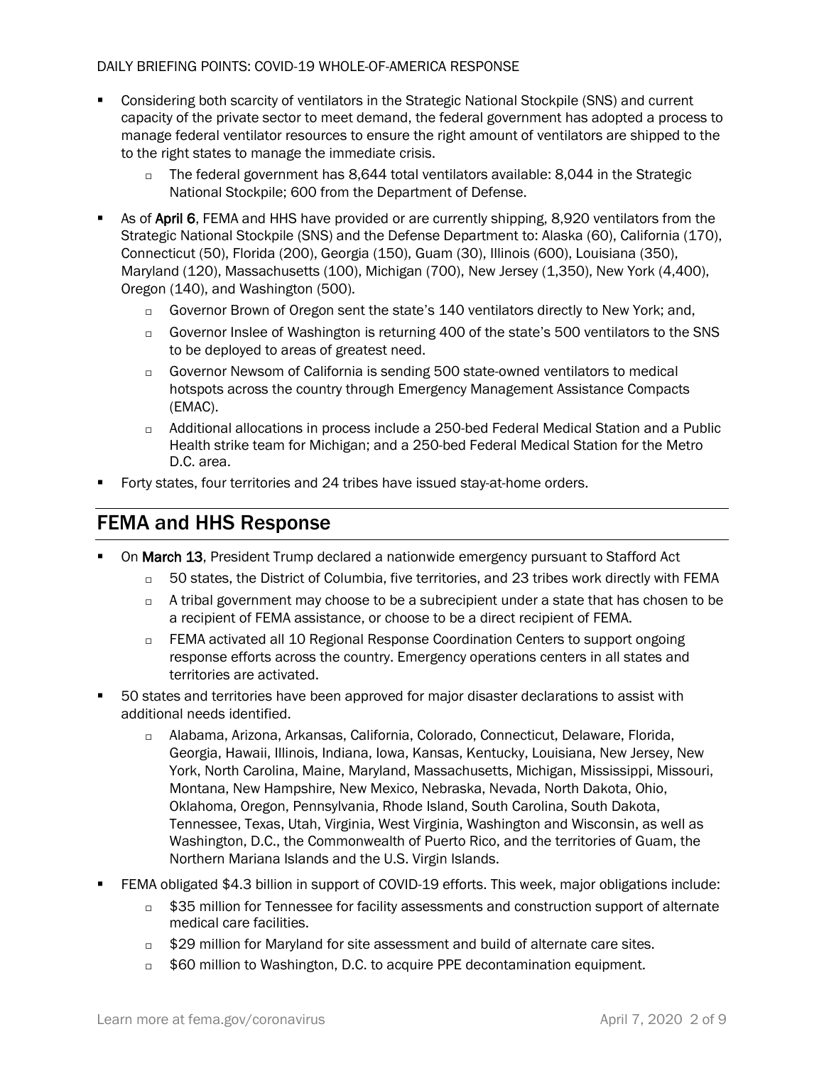- Considering both scarcity of ventilators in the Strategic National Stockpile (SNS) and current capacity of the private sector to meet demand, the federal government has adopted a process to manage federal ventilator resources to ensure the right amount of ventilators are shipped to the to the right states to manage the immediate crisis.
  - The federal government has 8,644 total ventilators available: 8,044 in the Strategic National Stockpile; 600 from the Department of Defense.
- As of **April 6**, FEMA and HHS have provided or are currently shipping, 8,920 ventilators from the Strategic National Stockpile (SNS) and the Defense Department to: Alaska (60), California (170), Connecticut (50), Florida (200), Georgia (150), Guam (30), Illinois (600), Louisiana (350), Maryland (120), Massachusetts (100), Michigan (700), New Jersey (1,350), New York (4,400), Oregon (140), and Washington (500).
  - Governor Brown of Oregon sent the state's 140 ventilators directly to New York; and,
  - Governor Inslee of Washington is returning 400 of the state's 500 ventilators to the SNS to be deployed to areas of greatest need.
  - Governor Newsom of California is sending 500 state-owned ventilators to medical hotspots across the country through Emergency Management Assistance Compacts (EMAC).
  - Additional allocations in process include a 250-bed Federal Medical Station and a Public Health strike team for Michigan; and a 250-bed Federal Medical Station for the Metro D.C. area.
- Forty states, four territories and 24 tribes have issued stay-at-home orders.

## FEMA and HHS Response

- On **March 13**, President Trump declared a nationwide emergency pursuant to Stafford Act
  - 50 states, the District of Columbia, five territories, and 23 tribes work directly with FEMA
  - A tribal government may choose to be a subrecipient under a state that has chosen to be a recipient of FEMA assistance, or choose to be a direct recipient of FEMA.
  - FEMA activated all 10 Regional Response Coordination Centers to support ongoing response efforts across the country. Emergency operations centers in all states and territories are activated.
- 50 states and territories have been approved for major disaster declarations to assist with additional needs identified.
  - Alabama, Arizona, Arkansas, California, Colorado, Connecticut, Delaware, Florida, Georgia, Hawaii, Illinois, Indiana, Iowa, Kansas, Kentucky, Louisiana, New Jersey, New York, North Carolina, Maine, Maryland, Massachusetts, Michigan, Mississippi, Missouri, Montana, New Hampshire, New Mexico, Nebraska, Nevada, North Dakota, Ohio, Oklahoma, Oregon, Pennsylvania, Rhode Island, South Carolina, South Dakota, Tennessee, Texas, Utah, Virginia, West Virginia, Washington and Wisconsin, as well as Washington, D.C., the Commonwealth of Puerto Rico, and the territories of Guam, the Northern Mariana Islands and the U.S. Virgin Islands.
- FEMA obligated $4.3 billion in support of COVID-19 efforts. This week, major obligations include:
  - $35 million for Tennessee for facility assessments and construction support of alternate medical care facilities.
  - $29 million for Maryland for site assessment and build of alternate care sites.
  - $60 million to Washington, D.C. to acquire PPE decontamination equipment.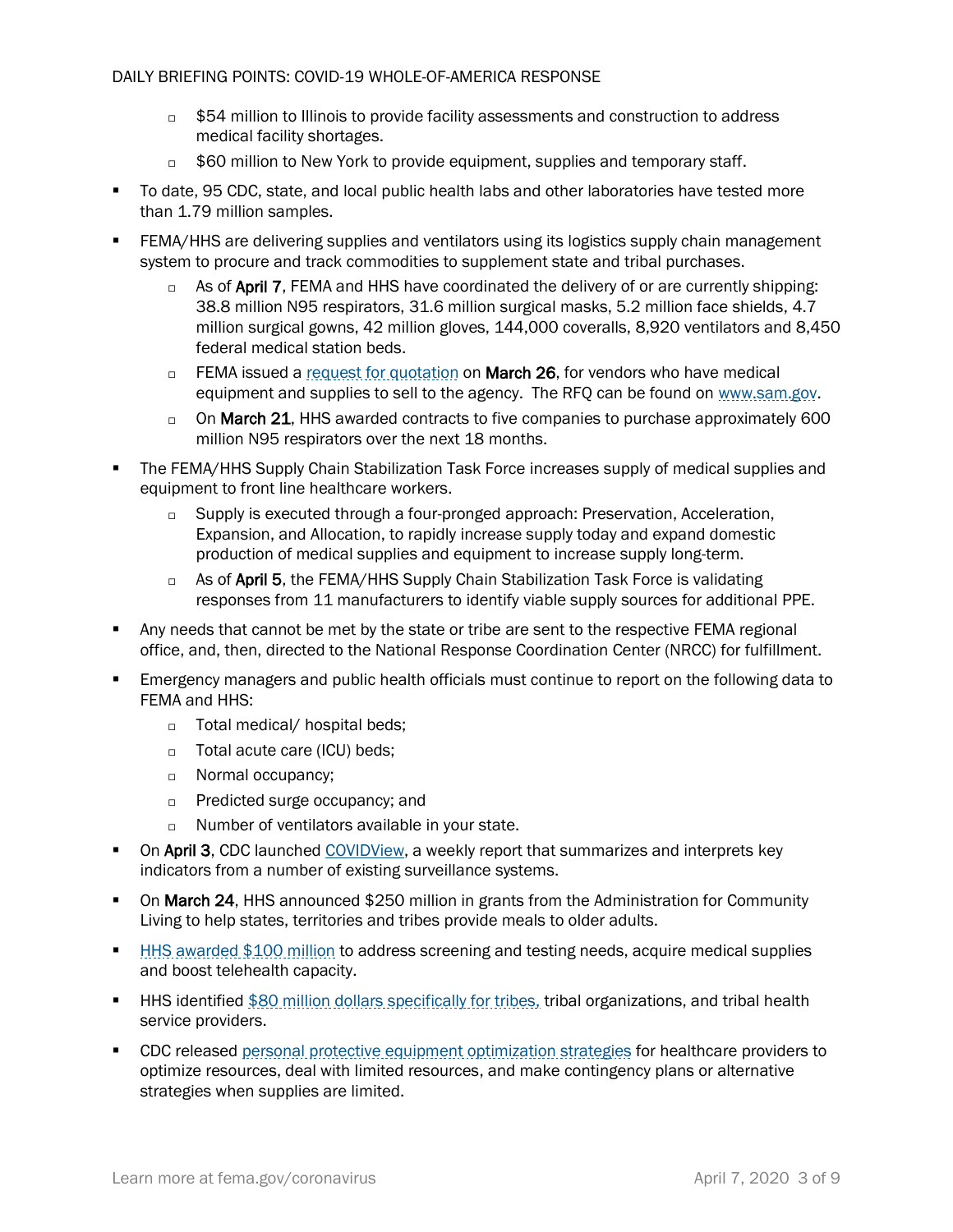- $54 million to Illinois to provide facility assessments and construction to address medical facility shortages.
    - $60 million to New York to provide equipment, supplies and temporary staff.

- To date, 95 CDC, state, and local public health labs and other laboratories have tested more than 1.79 million samples.
- FEMA/HHS are delivering supplies and ventilators using its logistics supply chain management system to procure and track commodities to supplement state and tribal purchases.
    - As of **April 7**, FEMA and HHS have coordinated the delivery of or are currently shipping: 38.8 million N95 respirators, 31.6 million surgical masks, 5.2 million face shields, 4.7 million surgical gowns, 42 million gloves, 144,000 coveralls, 8,920 ventilators and 8,450 federal medical station beds.
    - FEMA issued a request for quotation on **March 26**, for vendors who have medical equipment and supplies to sell to the agency. The RFQ can be found on www.sam.gov.
    - On **March 21**, HHS awarded contracts to five companies to purchase approximately 600 million N95 respirators over the next 18 months.
- The FEMA/HHS Supply Chain Stabilization Task Force increases supply of medical supplies and equipment to front line healthcare workers.
    - Supply is executed through a four-pronged approach: Preservation, Acceleration, Expansion, and Allocation, to rapidly increase supply today and expand domestic production of medical supplies and equipment to increase supply long-term.
    - As of **April 5**, the FEMA/HHS Supply Chain Stabilization Task Force is validating responses from 11 manufacturers to identify viable supply sources for additional PPE.
- Any needs that cannot be met by the state or tribe are sent to the respective FEMA regional office, and, then, directed to the National Response Coordination Center (NRCC) for fulfillment.
- Emergency managers and public health officials must continue to report on the following data to FEMA and HHS:
    - Total medical/ hospital beds;
    - Total acute care (ICU) beds;
    - Normal occupancy;
    - Predicted surge occupancy; and
    - Number of ventilators available in your state.
- On **April 3**, CDC launched COVIDView, a weekly report that summarizes and interprets key indicators from a number of existing surveillance systems.
- On **March 24**, HHS announced $250 million in grants from the Administration for Community Living to help states, territories and tribes provide meals to older adults.
- HHS awarded $100 million to address screening and testing needs, acquire medical supplies and boost telehealth capacity.
- HHS identified $80 million dollars specifically for tribes, tribal organizations, and tribal health service providers.
- CDC released personal protective equipment optimization strategies for healthcare providers to optimize resources, deal with limited resources, and make contingency plans or alternative strategies when supplies are limited.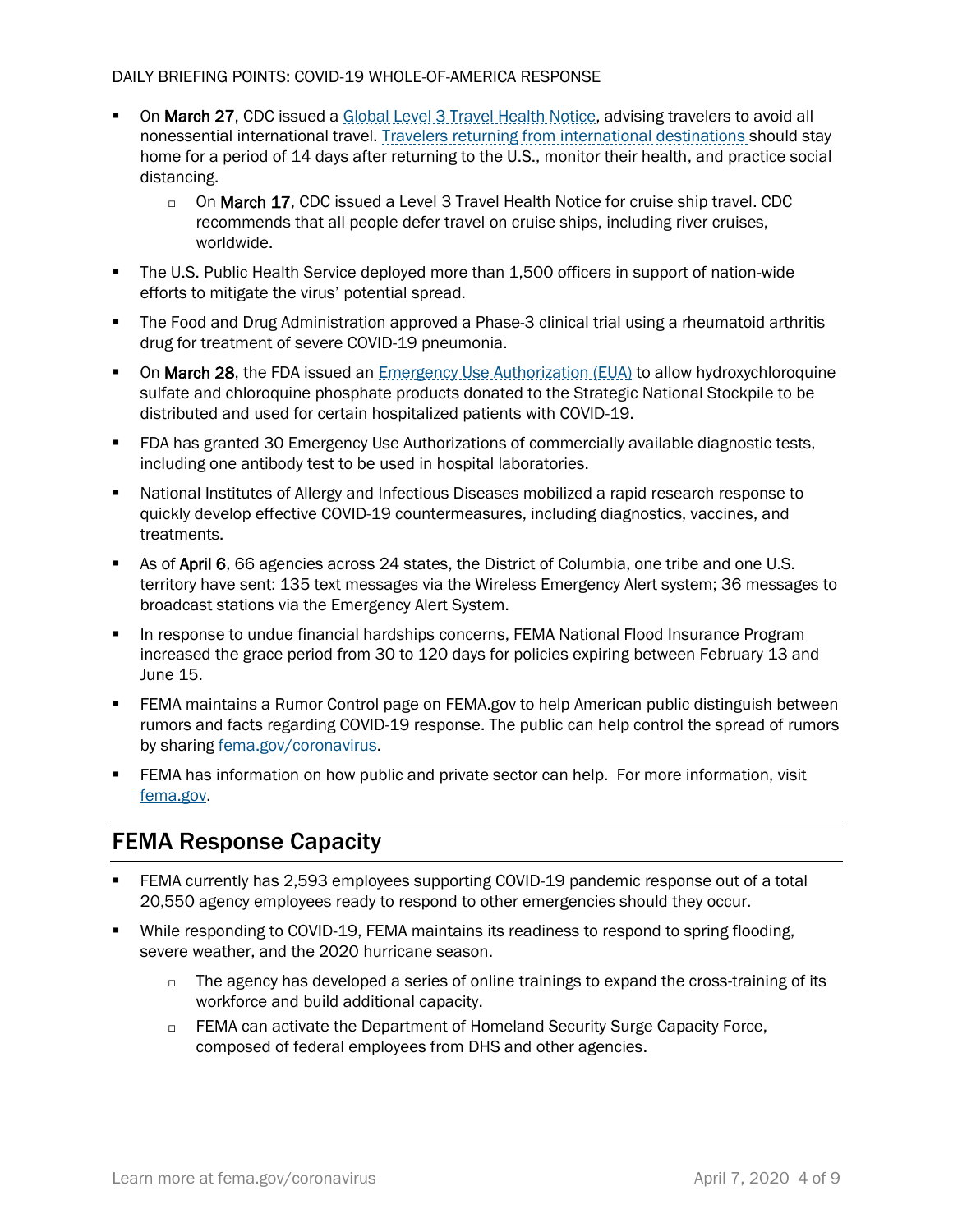- On **March 27**, CDC issued a Global Level 3 Travel Health Notice, advising travelers to avoid all nonessential international travel. Travelers returning from international destinations should stay home for a period of 14 days after returning to the U.S., monitor their health, and practice social distancing.
  - On **March 17**, CDC issued a Level 3 Travel Health Notice for cruise ship travel. CDC recommends that all people defer travel on cruise ships, including river cruises, worldwide.
- The U.S. Public Health Service deployed more than 1,500 officers in support of nation-wide efforts to mitigate the virus' potential spread.
- The Food and Drug Administration approved a Phase-3 clinical trial using a rheumatoid arthritis drug for treatment of severe COVID-19 pneumonia.
- On **March 28**, the FDA issued an Emergency Use Authorization (EUA) to allow hydroxychloroquine sulfate and chloroquine phosphate products donated to the Strategic National Stockpile to be distributed and used for certain hospitalized patients with COVID-19.
- FDA has granted 30 Emergency Use Authorizations of commercially available diagnostic tests, including one antibody test to be used in hospital laboratories.
- National Institutes of Allergy and Infectious Diseases mobilized a rapid research response to quickly develop effective COVID-19 countermeasures, including diagnostics, vaccines, and treatments.
- As of **April 6**, 66 agencies across 24 states, the District of Columbia, one tribe and one U.S. territory have sent: 135 text messages via the Wireless Emergency Alert system; 36 messages to broadcast stations via the Emergency Alert System.
- In response to undue financial hardships concerns, FEMA National Flood Insurance Program increased the grace period from 30 to 120 days for policies expiring between February 13 and June 15.
- FEMA maintains a Rumor Control page on FEMA.gov to help American public distinguish between rumors and facts regarding COVID-19 response. The public can help control the spread of rumors by sharing fema.gov/coronavirus.
- FEMA has information on how public and private sector can help. For more information, visit fema.gov.

## FEMA Response Capacity

- FEMA currently has 2,593 employees supporting COVID-19 pandemic response out of a total 20,550 agency employees ready to respond to other emergencies should they occur.
- While responding to COVID-19, FEMA maintains its readiness to respond to spring flooding, severe weather, and the 2020 hurricane season.
  - The agency has developed a series of online trainings to expand the cross-training of its workforce and build additional capacity.
  - FEMA can activate the Department of Homeland Security Surge Capacity Force, composed of federal employees from DHS and other agencies.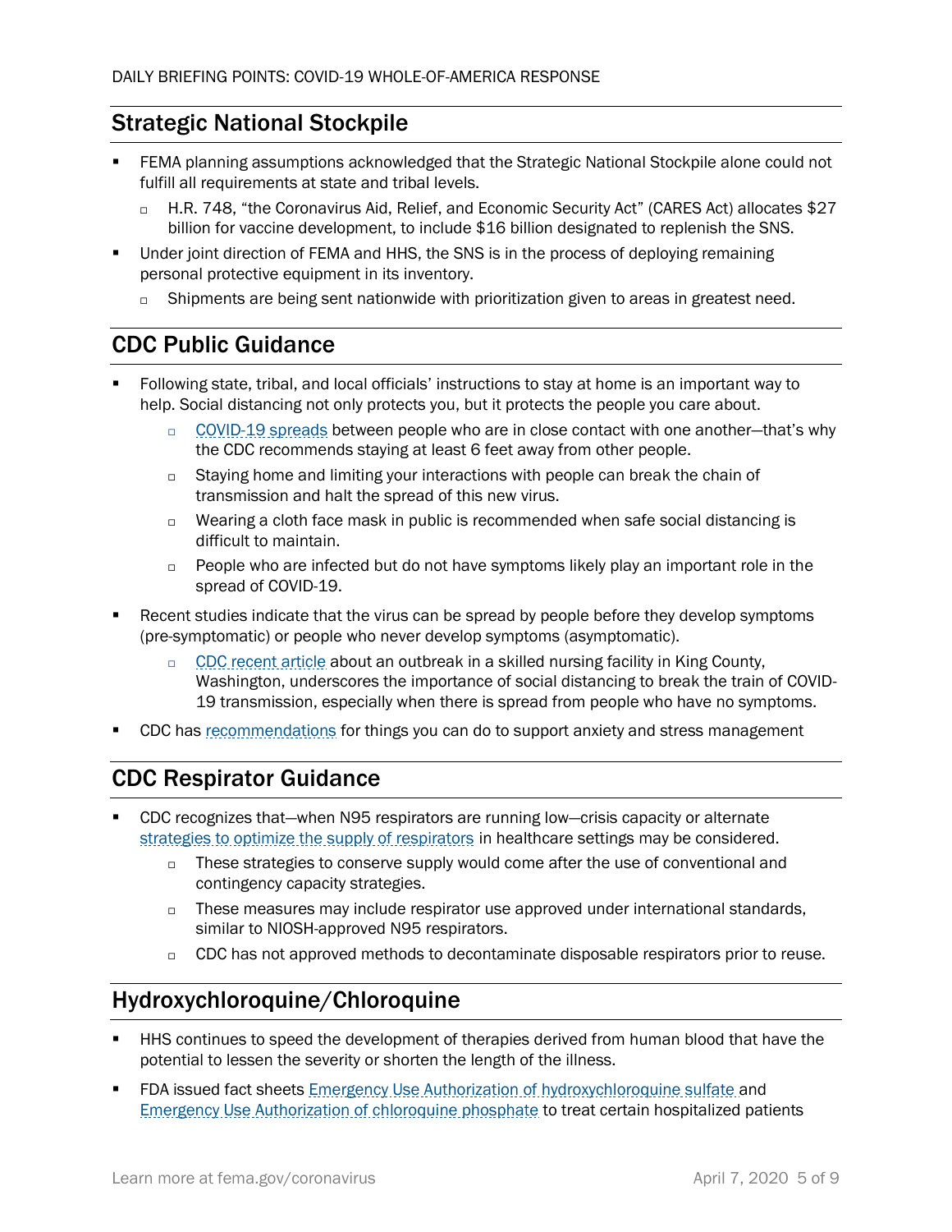## Strategic National Stockpile

- FEMA planning assumptions acknowledged that the Strategic National Stockpile alone could not fulfill all requirements at state and tribal levels.
  - H.R. 748, "the Coronavirus Aid, Relief, and Economic Security Act" (CARES Act) allocates $27 billion for vaccine development, to include $16 billion designated to replenish the SNS.
- Under joint direction of FEMA and HHS, the SNS is in the process of deploying remaining personal protective equipment in its inventory.
  - Shipments are being sent nationwide with prioritization given to areas in greatest need.

## CDC Public Guidance

- Following state, tribal, and local officials' instructions to stay at home is an important way to help. Social distancing not only protects you, but it protects the people you care about.
  - COVID-19 spreads between people who are in close contact with one another—that's why the CDC recommends staying at least 6 feet away from other people.
  - Staying home and limiting your interactions with people can break the chain of transmission and halt the spread of this new virus.
  - Wearing a cloth face mask in public is recommended when safe social distancing is difficult to maintain.
  - People who are infected but do not have symptoms likely play an important role in the spread of COVID-19.
- Recent studies indicate that the virus can be spread by people before they develop symptoms (pre-symptomatic) or people who never develop symptoms (asymptomatic).
  - CDC recent article about an outbreak in a skilled nursing facility in King County, Washington, underscores the importance of social distancing to break the train of COVID-19 transmission, especially when there is spread from people who have no symptoms.
- CDC has recommendations for things you can do to support anxiety and stress management

## CDC Respirator Guidance

- CDC recognizes that—when N95 respirators are running low—crisis capacity or alternate strategies to optimize the supply of respirators in healthcare settings may be considered.
  - These strategies to conserve supply would come after the use of conventional and contingency capacity strategies.
  - These measures may include respirator use approved under international standards, similar to NIOSH-approved N95 respirators.
  - CDC has not approved methods to decontaminate disposable respirators prior to reuse.

## Hydroxychloroquine/Chloroquine

- HHS continues to speed the development of therapies derived from human blood that have the potential to lessen the severity or shorten the length of the illness.
- FDA issued fact sheets Emergency Use Authorization of hydroxychloroquine sulfate and Emergency Use Authorization of chloroquine phosphate to treat certain hospitalized patients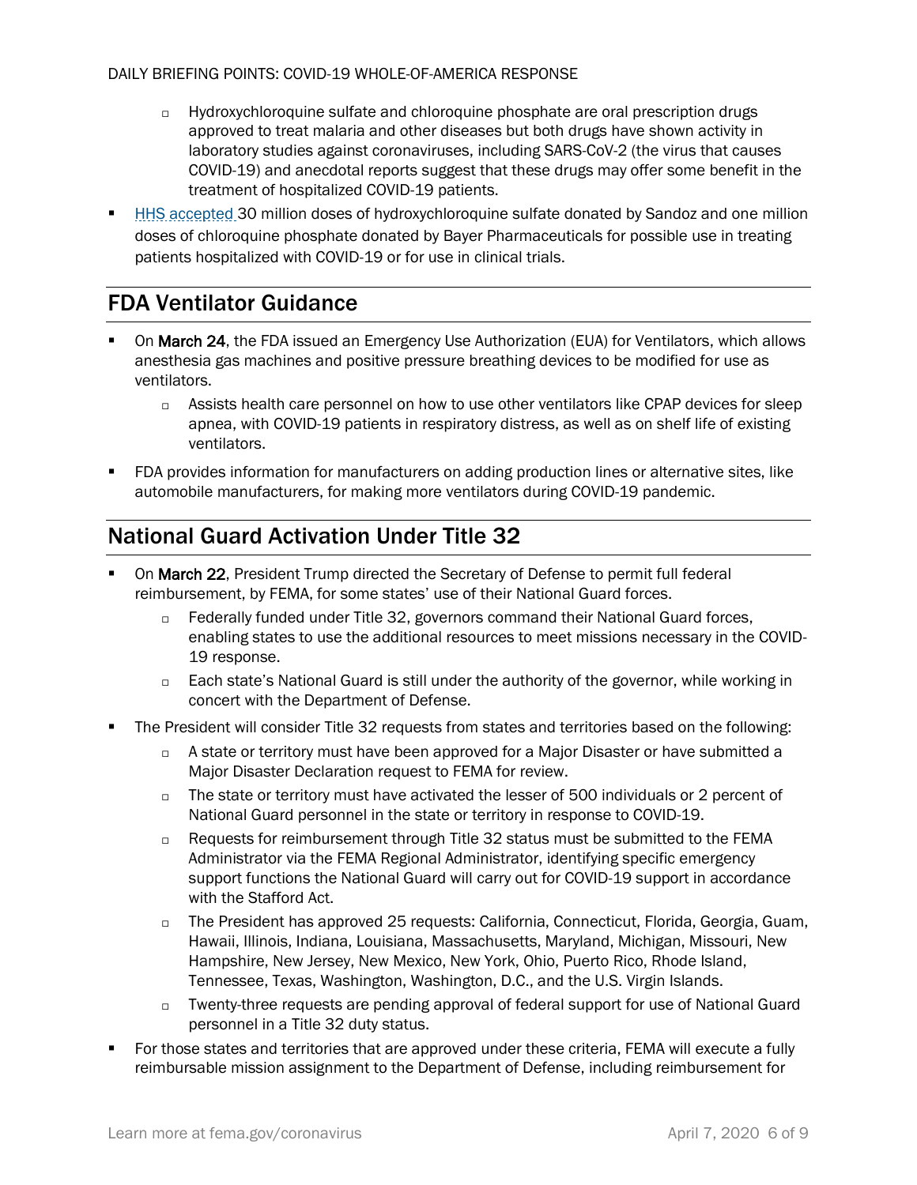- Hydroxychloroquine sulfate and chloroquine phosphate are oral prescription drugs approved to treat malaria and other diseases but both drugs have shown activity in laboratory studies against coronaviruses, including SARS-CoV-2 (the virus that causes COVID-19) and anecdotal reports suggest that these drugs may offer some benefit in the treatment of hospitalized COVID-19 patients.

- HHS accepted 30 million doses of hydroxychloroquine sulfate donated by Sandoz and one million doses of chloroquine phosphate donated by Bayer Pharmaceuticals for possible use in treating patients hospitalized with COVID-19 or for use in clinical trials.

## FDA Ventilator Guidance

- On **March 24**, the FDA issued an Emergency Use Authorization (EUA) for Ventilators, which allows anesthesia gas machines and positive pressure breathing devices to be modified for use as ventilators.
  - Assists health care personnel on how to use other ventilators like CPAP devices for sleep apnea, with COVID-19 patients in respiratory distress, as well as on shelf life of existing ventilators.
- FDA provides information for manufacturers on adding production lines or alternative sites, like automobile manufacturers, for making more ventilators during COVID-19 pandemic.

## National Guard Activation Under Title 32

- On **March 22**, President Trump directed the Secretary of Defense to permit full federal reimbursement, by FEMA, for some states' use of their National Guard forces.
  - Federally funded under Title 32, governors command their National Guard forces, enabling states to use the additional resources to meet missions necessary in the COVID-19 response.
  - Each state's National Guard is still under the authority of the governor, while working in concert with the Department of Defense.
- The President will consider Title 32 requests from states and territories based on the following:
  - A state or territory must have been approved for a Major Disaster or have submitted a Major Disaster Declaration request to FEMA for review.
  - The state or territory must have activated the lesser of 500 individuals or 2 percent of National Guard personnel in the state or territory in response to COVID-19.
  - Requests for reimbursement through Title 32 status must be submitted to the FEMA Administrator via the FEMA Regional Administrator, identifying specific emergency support functions the National Guard will carry out for COVID-19 support in accordance with the Stafford Act.
  - The President has approved 25 requests: California, Connecticut, Florida, Georgia, Guam, Hawaii, Illinois, Indiana, Louisiana, Massachusetts, Maryland, Michigan, Missouri, New Hampshire, New Jersey, New Mexico, New York, Ohio, Puerto Rico, Rhode Island, Tennessee, Texas, Washington, Washington, D.C., and the U.S. Virgin Islands.
  - Twenty-three requests are pending approval of federal support for use of National Guard personnel in a Title 32 duty status.
- For those states and territories that are approved under these criteria, FEMA will execute a fully reimbursable mission assignment to the Department of Defense, including reimbursement for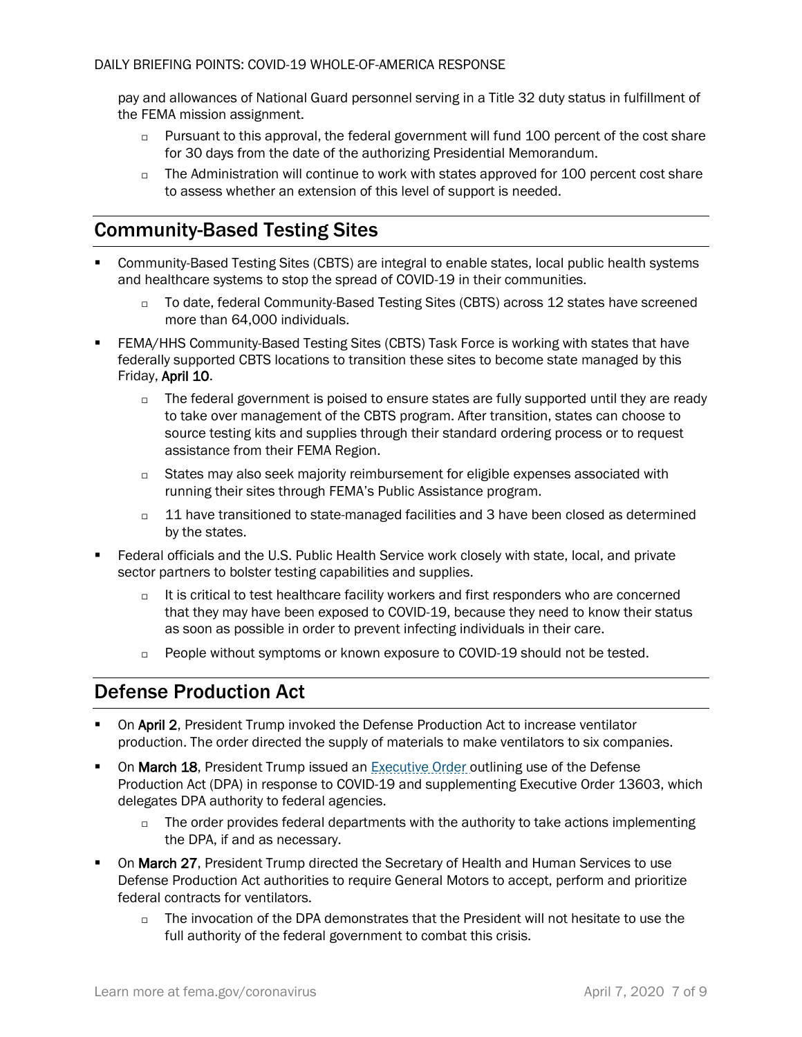pay and allowances of National Guard personnel serving in a Title 32 duty status in fulfillment of the FEMA mission assignment.

- Pursuant to this approval, the federal government will fund 100 percent of the cost share for 30 days from the date of the authorizing Presidential Memorandum.
- The Administration will continue to work with states approved for 100 percent cost share to assess whether an extension of this level of support is needed.

## Community-Based Testing Sites

- Community-Based Testing Sites (CBTS) are integral to enable states, local public health systems and healthcare systems to stop the spread of COVID-19 in their communities.
  - To date, federal Community-Based Testing Sites (CBTS) across 12 states have screened more than 64,000 individuals.
- FEMA/HHS Community-Based Testing Sites (CBTS) Task Force is working with states that have federally supported CBTS locations to transition these sites to become state managed by this Friday, **April 10**.
  - The federal government is poised to ensure states are fully supported until they are ready to take over management of the CBTS program. After transition, states can choose to source testing kits and supplies through their standard ordering process or to request assistance from their FEMA Region.
  - States may also seek majority reimbursement for eligible expenses associated with running their sites through FEMA's Public Assistance program.
  - 11 have transitioned to state-managed facilities and 3 have been closed as determined by the states.
- Federal officials and the U.S. Public Health Service work closely with state, local, and private sector partners to bolster testing capabilities and supplies.
  - It is critical to test healthcare facility workers and first responders who are concerned that they may have been exposed to COVID-19, because they need to know their status as soon as possible in order to prevent infecting individuals in their care.
  - People without symptoms or known exposure to COVID-19 should not be tested.

## Defense Production Act

- On **April 2**, President Trump invoked the Defense Production Act to increase ventilator production. The order directed the supply of materials to make ventilators to six companies.
- On **March 18**, President Trump issued an Executive Order outlining use of the Defense Production Act (DPA) in response to COVID-19 and supplementing Executive Order 13603, which delegates DPA authority to federal agencies.
  - The order provides federal departments with the authority to take actions implementing the DPA, if and as necessary.
- On **March 27**, President Trump directed the Secretary of Health and Human Services to use Defense Production Act authorities to require General Motors to accept, perform and prioritize federal contracts for ventilators.
  - The invocation of the DPA demonstrates that the President will not hesitate to use the full authority of the federal government to combat this crisis.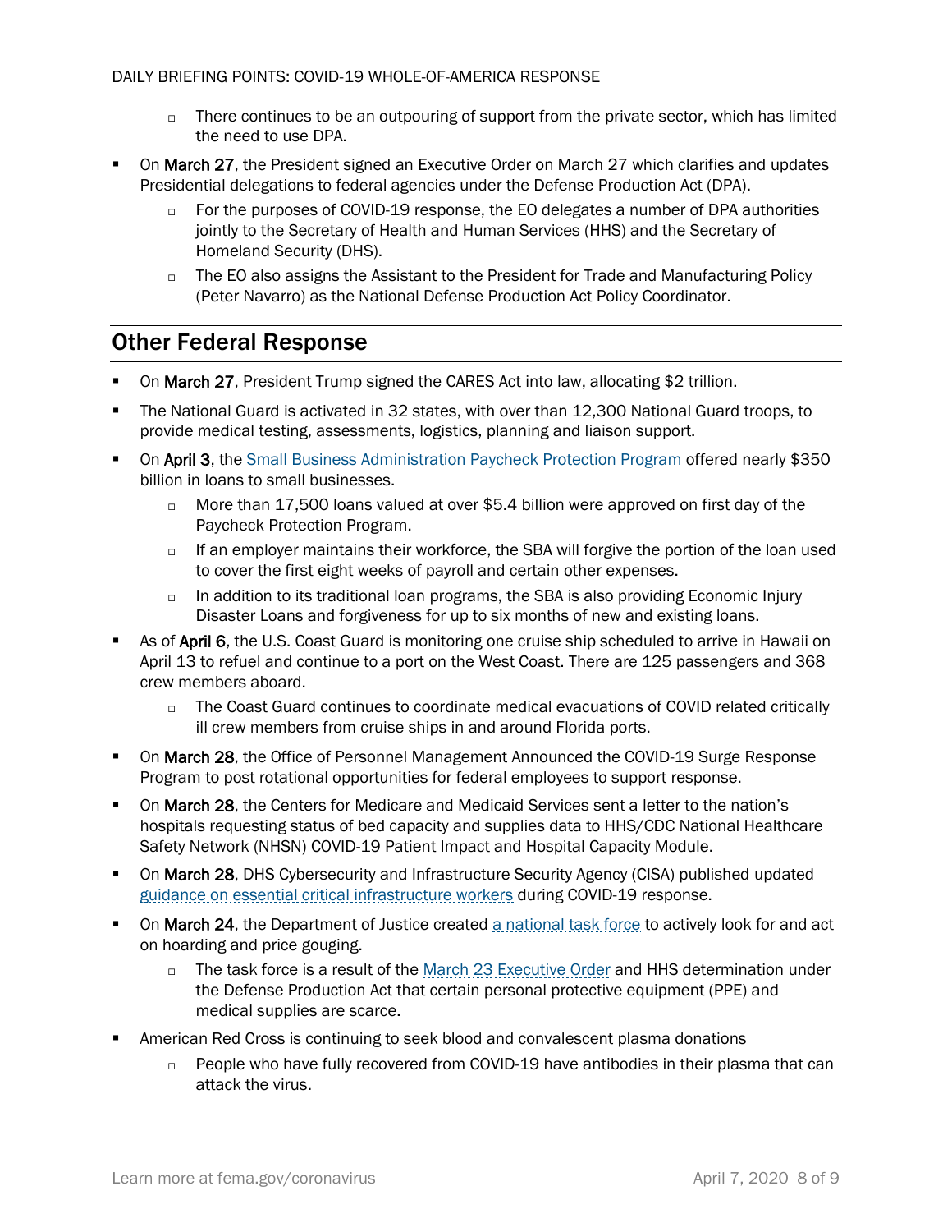- There continues to be an outpouring of support from the private sector, which has limited the need to use DPA.

- On **March 27**, the President signed an Executive Order on March 27 which clarifies and updates Presidential delegations to federal agencies under the Defense Production Act (DPA).
  - For the purposes of COVID-19 response, the EO delegates a number of DPA authorities jointly to the Secretary of Health and Human Services (HHS) and the Secretary of Homeland Security (DHS).
  - The EO also assigns the Assistant to the President for Trade and Manufacturing Policy (Peter Navarro) as the National Defense Production Act Policy Coordinator.

## Other Federal Response

- On **March 27**, President Trump signed the CARES Act into law, allocating $2 trillion.
- The National Guard is activated in 32 states, with over than 12,300 National Guard troops, to provide medical testing, assessments, logistics, planning and liaison support.
- On **April 3**, the Small Business Administration Paycheck Protection Program offered nearly $350 billion in loans to small businesses.
  - More than 17,500 loans valued at over $5.4 billion were approved on first day of the Paycheck Protection Program.
  - If an employer maintains their workforce, the SBA will forgive the portion of the loan used to cover the first eight weeks of payroll and certain other expenses.
  - In addition to its traditional loan programs, the SBA is also providing Economic Injury Disaster Loans and forgiveness for up to six months of new and existing loans.
- As of **April 6**, the U.S. Coast Guard is monitoring one cruise ship scheduled to arrive in Hawaii on April 13 to refuel and continue to a port on the West Coast. There are 125 passengers and 368 crew members aboard.
  - The Coast Guard continues to coordinate medical evacuations of COVID related critically ill crew members from cruise ships in and around Florida ports.
- On **March 28**, the Office of Personnel Management Announced the COVID-19 Surge Response Program to post rotational opportunities for federal employees to support response.
- On **March 28**, the Centers for Medicare and Medicaid Services sent a letter to the nation's hospitals requesting status of bed capacity and supplies data to HHS/CDC National Healthcare Safety Network (NHSN) COVID-19 Patient Impact and Hospital Capacity Module.
- On **March 28**, DHS Cybersecurity and Infrastructure Security Agency (CISA) published updated guidance on essential critical infrastructure workers during COVID-19 response.
- On **March 24**, the Department of Justice created a national task force to actively look for and act on hoarding and price gouging.
  - The task force is a result of the March 23 Executive Order and HHS determination under the Defense Production Act that certain personal protective equipment (PPE) and medical supplies are scarce.
- American Red Cross is continuing to seek blood and convalescent plasma donations
  - People who have fully recovered from COVID-19 have antibodies in their plasma that can attack the virus.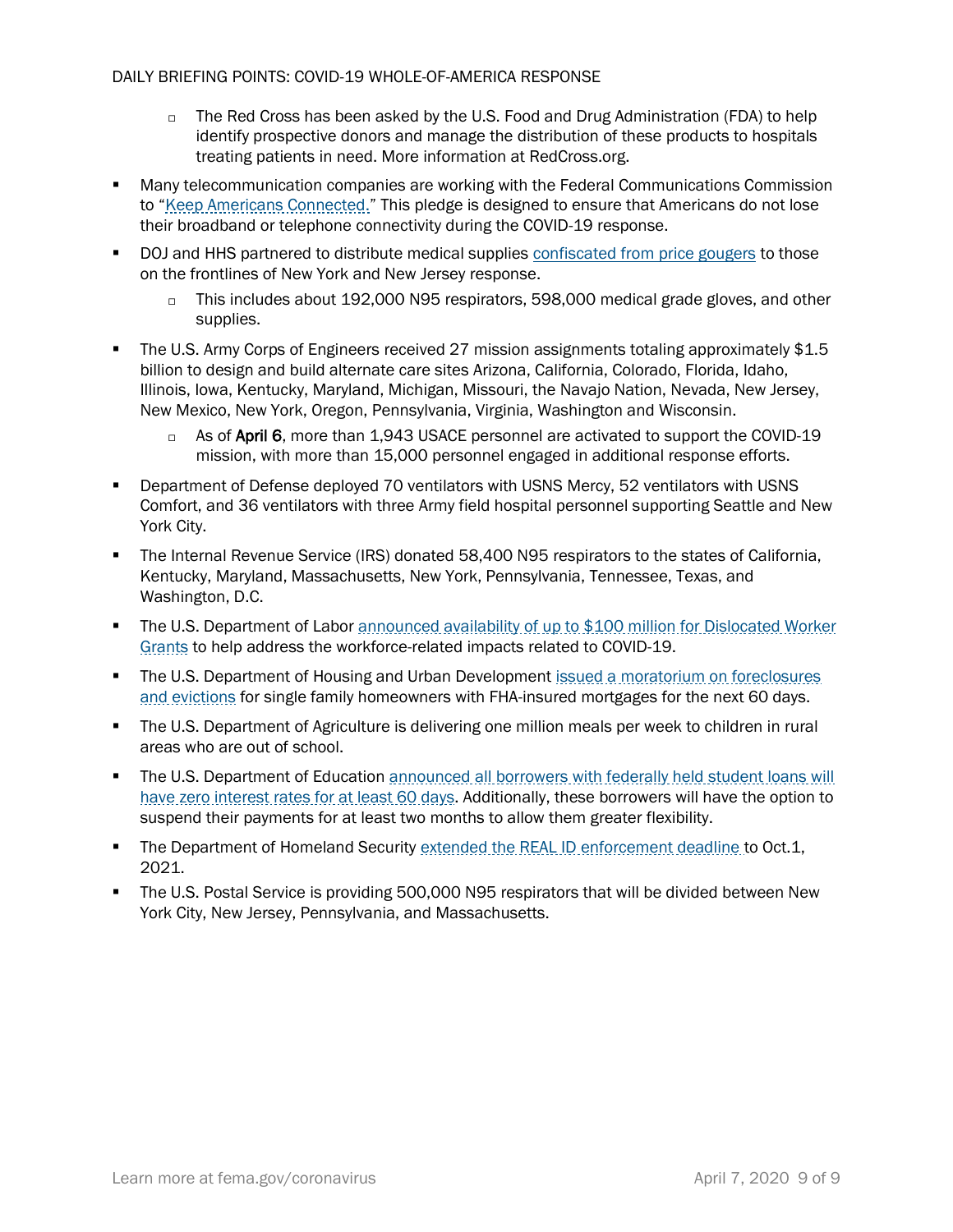- The Red Cross has been asked by the U.S. Food and Drug Administration (FDA) to help identify prospective donors and manage the distribution of these products to hospitals treating patients in need. More information at RedCross.org.

- Many telecommunication companies are working with the Federal Communications Commission to "Keep Americans Connected." This pledge is designed to ensure that Americans do not lose their broadband or telephone connectivity during the COVID-19 response.
- DOJ and HHS partnered to distribute medical supplies confiscated from price gougers to those on the frontlines of New York and New Jersey response.
  - This includes about 192,000 N95 respirators, 598,000 medical grade gloves, and other supplies.
- The U.S. Army Corps of Engineers received 27 mission assignments totaling approximately $1.5 billion to design and build alternate care sites Arizona, California, Colorado, Florida, Idaho, Illinois, Iowa, Kentucky, Maryland, Michigan, Missouri, the Navajo Nation, Nevada, New Jersey, New Mexico, New York, Oregon, Pennsylvania, Virginia, Washington and Wisconsin.
  - As of **April 6**, more than 1,943 USACE personnel are activated to support the COVID-19 mission, with more than 15,000 personnel engaged in additional response efforts.
- Department of Defense deployed 70 ventilators with USNS Mercy, 52 ventilators with USNS Comfort, and 36 ventilators with three Army field hospital personnel supporting Seattle and New York City.
- The Internal Revenue Service (IRS) donated 58,400 N95 respirators to the states of California, Kentucky, Maryland, Massachusetts, New York, Pennsylvania, Tennessee, Texas, and Washington, D.C.
- The U.S. Department of Labor announced availability of up to $100 million for Dislocated Worker Grants to help address the workforce-related impacts related to COVID-19.
- The U.S. Department of Housing and Urban Development issued a moratorium on foreclosures and evictions for single family homeowners with FHA-insured mortgages for the next 60 days.
- The U.S. Department of Agriculture is delivering one million meals per week to children in rural areas who are out of school.
- The U.S. Department of Education announced all borrowers with federally held student loans will have zero interest rates for at least 60 days. Additionally, these borrowers will have the option to suspend their payments for at least two months to allow them greater flexibility.
- The Department of Homeland Security extended the REAL ID enforcement deadline to Oct.1, 2021.
- The U.S. Postal Service is providing 500,000 N95 respirators that will be divided between New York City, New Jersey, Pennsylvania, and Massachusetts.